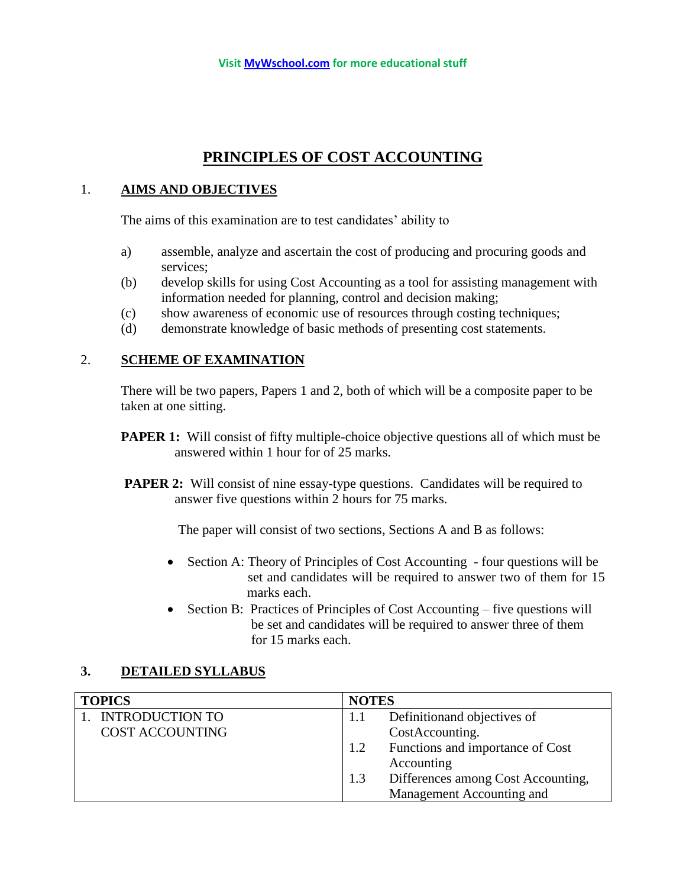Visit MyWschool.com for more educational stuff

# PRINCIPLES OF COST ACCOUNTING

## 1. AIMS AND OBJECTIVES

The aims of this examination are to test candidates' ability to

a) assemble, analyze and ascertain the cost of producing and procuring goods and services;
(b) develop skills for using Cost Accounting as a tool for assisting management with information needed for planning, control and decision making;
(c) show awareness of economic use of resources through costing techniques;
(d) demonstrate knowledge of basic methods of presenting cost statements.

## 2. SCHEME OF EXAMINATION

There will be two papers, Papers 1 and 2, both of which will be a composite paper to be taken at one sitting.

**PAPER 1:** Will consist of fifty multiple-choice objective questions all of which must be answered within 1 hour for of 25 marks.

**PAPER 2:** Will consist of nine essay-type questions. Candidates will be required to answer five questions within 2 hours for 75 marks.

The paper will consist of two sections, Sections A and B as follows:

- Section A: Theory of Principles of Cost Accounting - four questions will be set and candidates will be required to answer two of them for 15 marks each.
- Section B: Practices of Principles of Cost Accounting – five questions will be set and candidates will be required to answer three of them for 15 marks each.

## 3. DETAILED SYLLABUS

| TOPICS | NOTES |
|---|---|
| 1. INTRODUCTION TO COST ACCOUNTING | 1.1 Definitionand objectives of CostAccounting.<br>1.2 Functions and importance of Cost Accounting<br>1.3 Differences among Cost Accounting, Management Accounting and |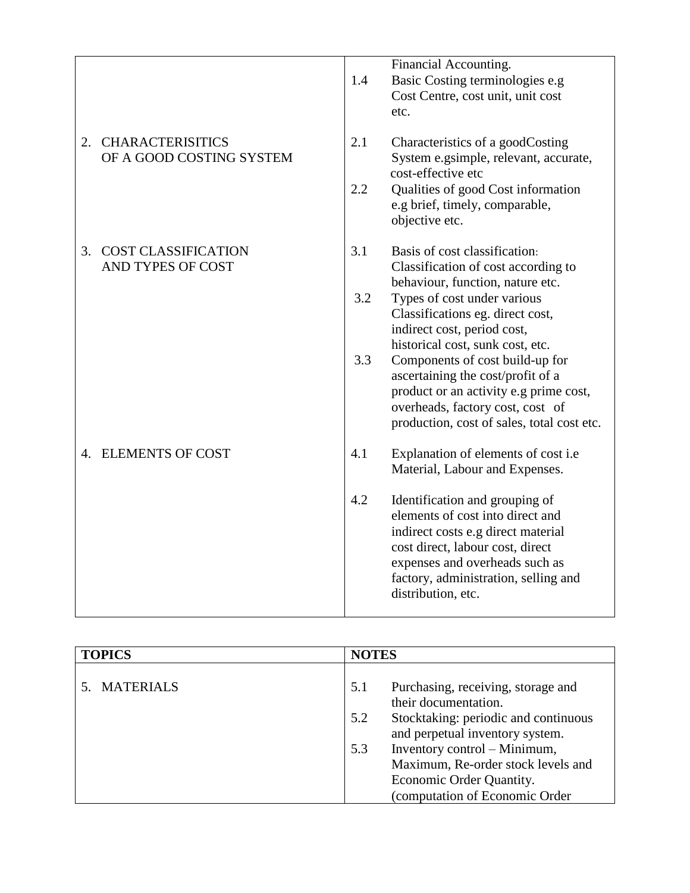| | |
|---|---|
| | Financial Accounting.<br>1.4 Basic Costing terminologies e.g Cost Centre, cost unit, unit cost etc. |
| 2. CHARACTERISITICS OF A GOOD COSTING SYSTEM | 2.1 Characteristics of a goodCosting System e.gsimple, relevant, accurate, cost-effective etc<br>2.2 Qualities of good Cost information e.g brief, timely, comparable, objective etc. |
| 3. COST CLASSIFICATION AND TYPES OF COST | 3.1 Basis of cost classification: Classification of cost according to behaviour, function, nature etc.<br>3.2 Types of cost under various Classifications eg. direct cost, indirect cost, period cost, historical cost, sunk cost, etc.<br>3.3 Components of cost build-up for ascertaining the cost/profit of a product or an activity e.g prime cost, overheads, factory cost, cost of production, cost of sales, total cost etc. |
| 4. ELEMENTS OF COST | 4.1 Explanation of elements of cost i.e Material, Labour and Expenses.<br>4.2 Identification and grouping of elements of cost into direct and indirect costs e.g direct material cost direct, labour cost, direct expenses and overheads such as factory, administration, selling and distribution, etc. |

| TOPICS | NOTES |
|---|---|
| 5. MATERIALS | 5.1 Purchasing, receiving, storage and their documentation.<br>5.2 Stocktaking: periodic and continuous and perpetual inventory system.<br>5.3 Inventory control – Minimum, Maximum, Re-order stock levels and Economic Order Quantity. (computation of Economic Order |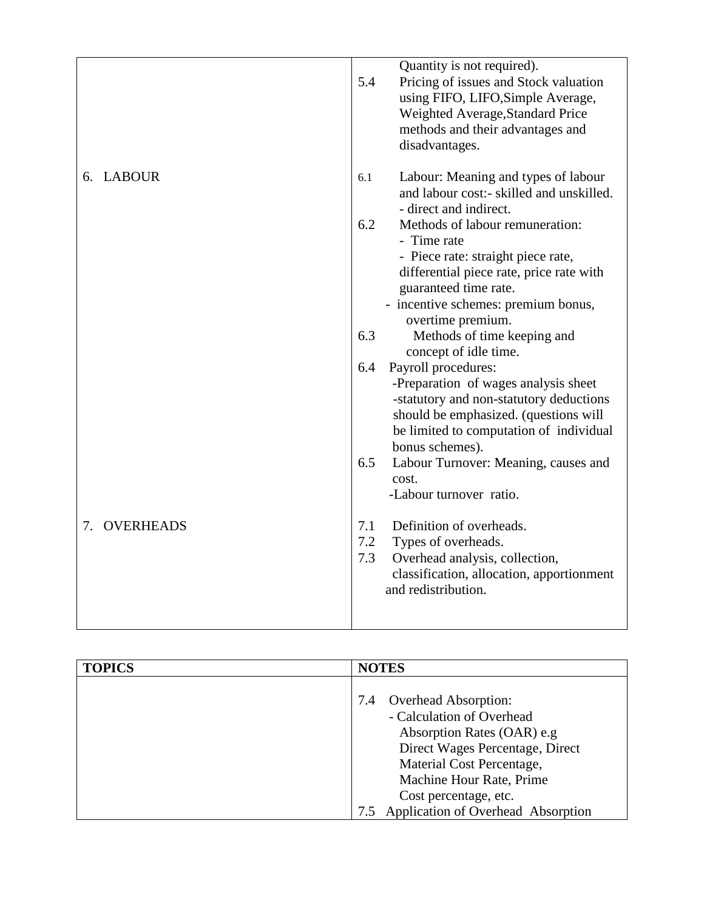| | |
|---|---|
| | Quantity is not required).<br>5.4 Pricing of issues and Stock valuation using FIFO, LIFO,Simple Average, Weighted Average,Standard Price methods and their advantages and disadvantages. |
| 6. LABOUR | 6.1 Labour: Meaning and types of labour and labour cost:- skilled and unskilled. - direct and indirect.<br>6.2 Methods of labour remuneration:<br>- Time rate<br>- Piece rate: straight piece rate, differential piece rate, price rate with guaranteed time rate.<br>- incentive schemes: premium bonus, overtime premium.<br>6.3 Methods of time keeping and concept of idle time.<br>6.4 Payroll procedures:<br>-Preparation of wages analysis sheet<br>-statutory and non-statutory deductions should be emphasized. (questions will be limited to computation of individual bonus schemes).<br>6.5 Labour Turnover: Meaning, causes and cost.<br>-Labour turnover ratio. |
| 7. OVERHEADS | 7.1 Definition of overheads.<br>7.2 Types of overheads.<br>7.3 Overhead analysis, collection, classification, allocation, apportionment and redistribution. |

| TOPICS | NOTES |
|---|---|
| | 7.4 Overhead Absorption:<br>- Calculation of Overhead Absorption Rates (OAR) e.g Direct Wages Percentage, Direct Material Cost Percentage, Machine Hour Rate, Prime Cost percentage, etc.<br>7.5 Application of Overhead Absorption |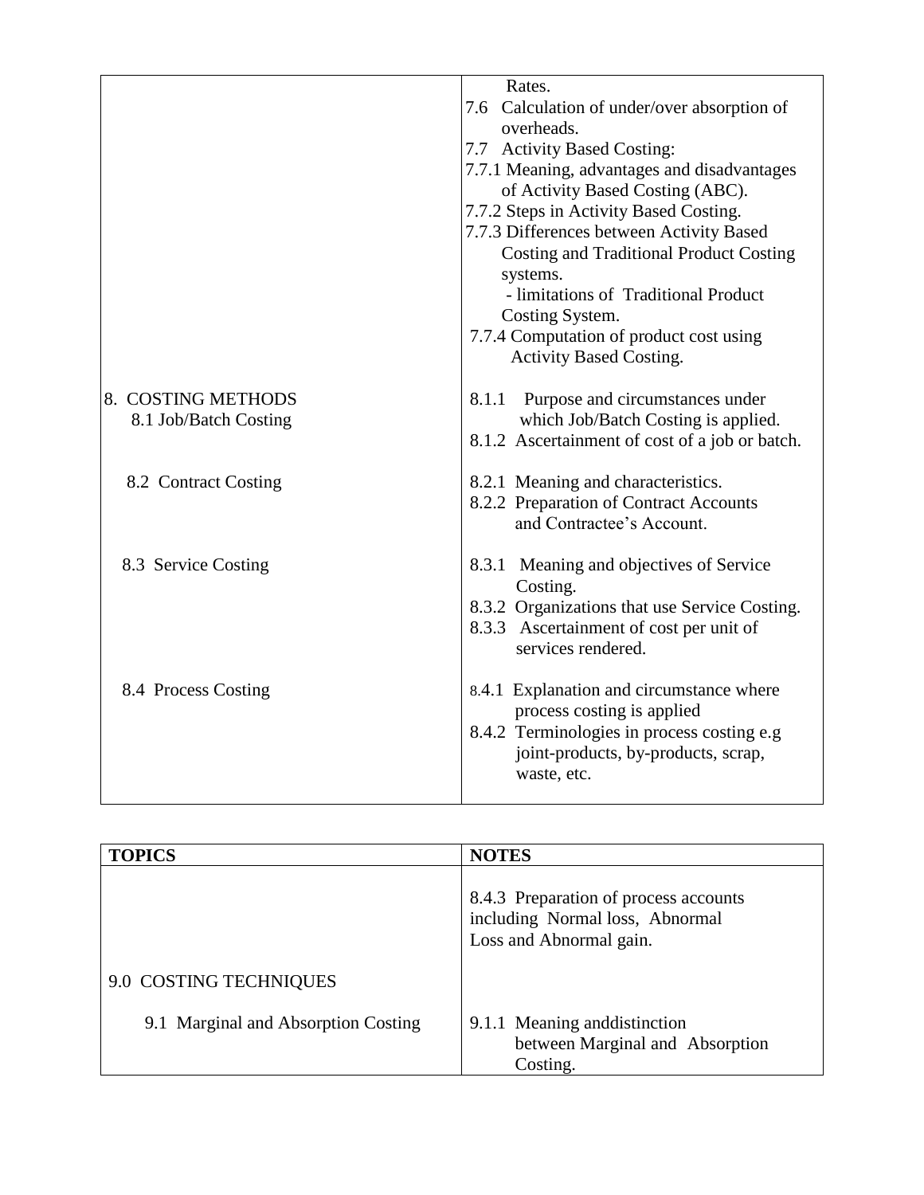| | |
|---|---|
| | Rates.<br>7.6 Calculation of under/over absorption of overheads.<br>7.7 Activity Based Costing:<br>7.7.1 Meaning, advantages and disadvantages of Activity Based Costing (ABC).<br>7.7.2 Steps in Activity Based Costing.<br>7.7.3 Differences between Activity Based Costing and Traditional Product Costing systems.<br>- limitations of Traditional Product Costing System.<br>7.7.4 Computation of product cost using Activity Based Costing. |
| 8. COSTING METHODS<br>8.1 Job/Batch Costing | 8.1.1 Purpose and circumstances under which Job/Batch Costing is applied.<br>8.1.2 Ascertainment of cost of a job or batch. |
| 8.2 Contract Costing | 8.2.1 Meaning and characteristics.<br>8.2.2 Preparation of Contract Accounts and Contractee's Account. |
| 8.3 Service Costing | 8.3.1 Meaning and objectives of Service Costing.<br>8.3.2 Organizations that use Service Costing.<br>8.3.3 Ascertainment of cost per unit of services rendered. |
| 8.4 Process Costing | 8.4.1 Explanation and circumstance where process costing is applied<br>8.4.2 Terminologies in process costing e.g joint-products, by-products, scrap, waste, etc. |

| TOPICS | NOTES |
|---|---|
| | 8.4.3 Preparation of process accounts including Normal loss, Abnormal Loss and Abnormal gain. |
| 9.0 COSTING TECHNIQUES | |
| 9.1 Marginal and Absorption Costing | 9.1.1 Meaning anddistinction between Marginal and Absorption Costing. |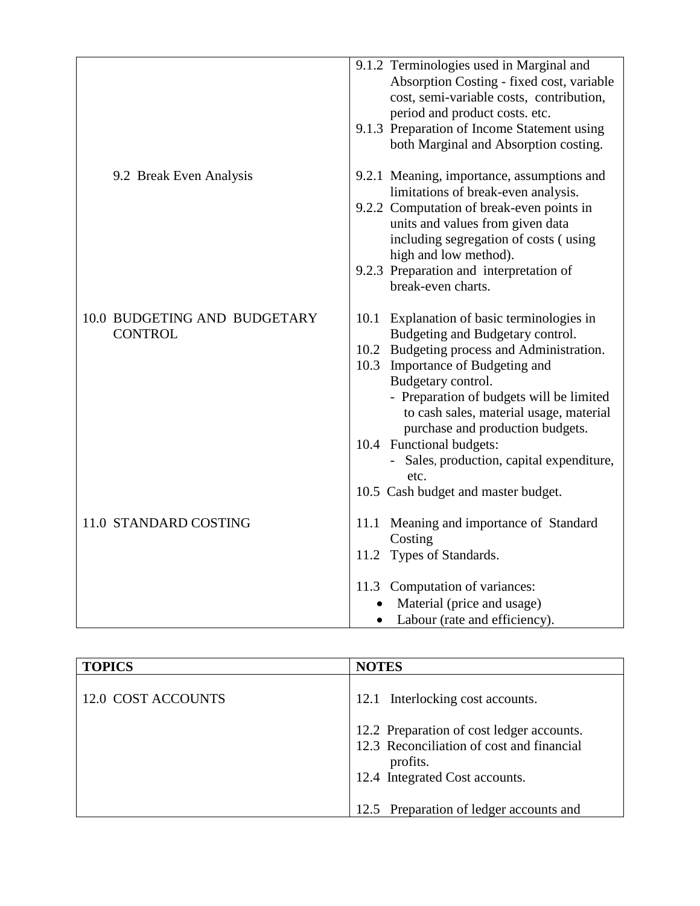| | |
|---|---|
| | 9.1.2 Terminologies used in Marginal and Absorption Costing - fixed cost, variable cost, semi-variable costs, contribution, period and product costs. etc.<br>9.1.3 Preparation of Income Statement using both Marginal and Absorption costing. |
| 9.2 Break Even Analysis | 9.2.1 Meaning, importance, assumptions and limitations of break-even analysis.<br>9.2.2 Computation of break-even points in units and values from given data including segregation of costs ( using high and low method).<br>9.2.3 Preparation and interpretation of break-even charts. |
| 10.0 BUDGETING AND BUDGETARY CONTROL | 10.1 Explanation of basic terminologies in Budgeting and Budgetary control.<br>10.2 Budgeting process and Administration.<br>10.3 Importance of Budgeting and Budgetary control.<br>- Preparation of budgets will be limited to cash sales, material usage, material purchase and production budgets.<br>10.4 Functional budgets:<br>- Sales, production, capital expenditure, etc.<br>10.5 Cash budget and master budget. |
| 11.0 STANDARD COSTING | 11.1 Meaning and importance of Standard Costing<br>11.2 Types of Standards.<br>11.3 Computation of variances:<br>• Material (price and usage)<br>• Labour (rate and efficiency). |

| **TOPICS** | **NOTES** |
|---|---|
| 12.0 COST ACCOUNTS | 12.1 Interlocking cost accounts.<br>12.2 Preparation of cost ledger accounts.<br>12.3 Reconciliation of cost and financial profits.<br>12.4 Integrated Cost accounts.<br>12.5 Preparation of ledger accounts and |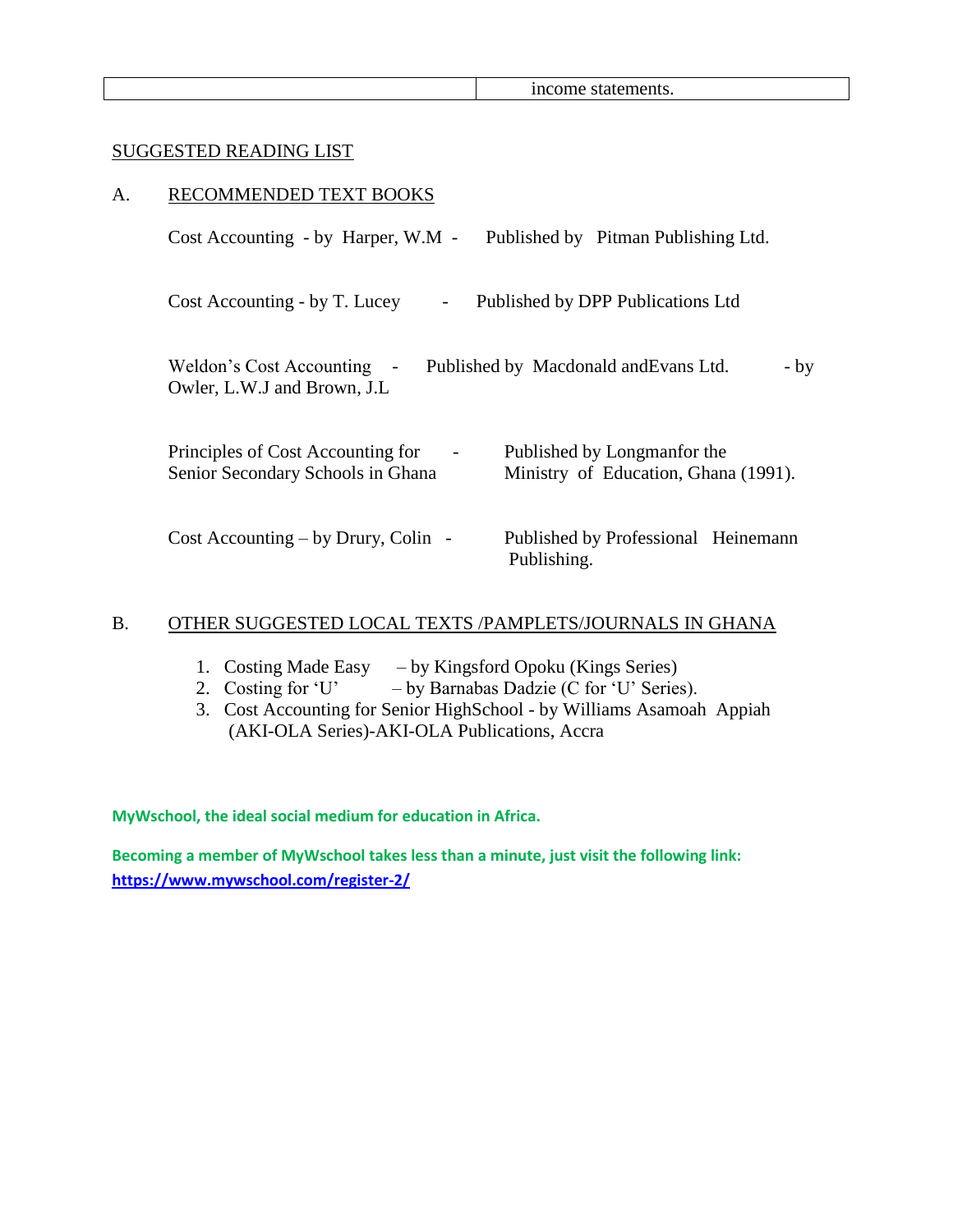| | |
|---|---|
| | income statements. |

SUGGESTED READING LIST

A. RECOMMENDED TEXT BOOKS

Cost Accounting - by Harper, W.M - Published by Pitman Publishing Ltd.

Cost Accounting - by T. Lucey - Published by DPP Publications Ltd

Weldon's Cost Accounting - Published by Macdonald andEvans Ltd. - by Owler, L.W.J and Brown, J.L

Principles of Cost Accounting for Senior Secondary Schools in Ghana - Published by Longmanfor the Ministry of Education, Ghana (1991).

Cost Accounting – by Drury, Colin - Published by Professional Heinemann Publishing.

B. OTHER SUGGESTED LOCAL TEXTS /PAMPLETS/JOURNALS IN GHANA

1. Costing Made Easy – by Kingsford Opoku (Kings Series)
2. Costing for 'U' – by Barnabas Dadzie (C for 'U' Series).
3. Cost Accounting for Senior HighSchool - by Williams Asamoah Appiah (AKI-OLA Series)-AKI-OLA Publications, Accra

**MyWschool, the ideal social medium for education in Africa.**

**Becoming a member of MyWschool takes less than a minute, just visit the following link: https://www.mywschool.com/register-2/**